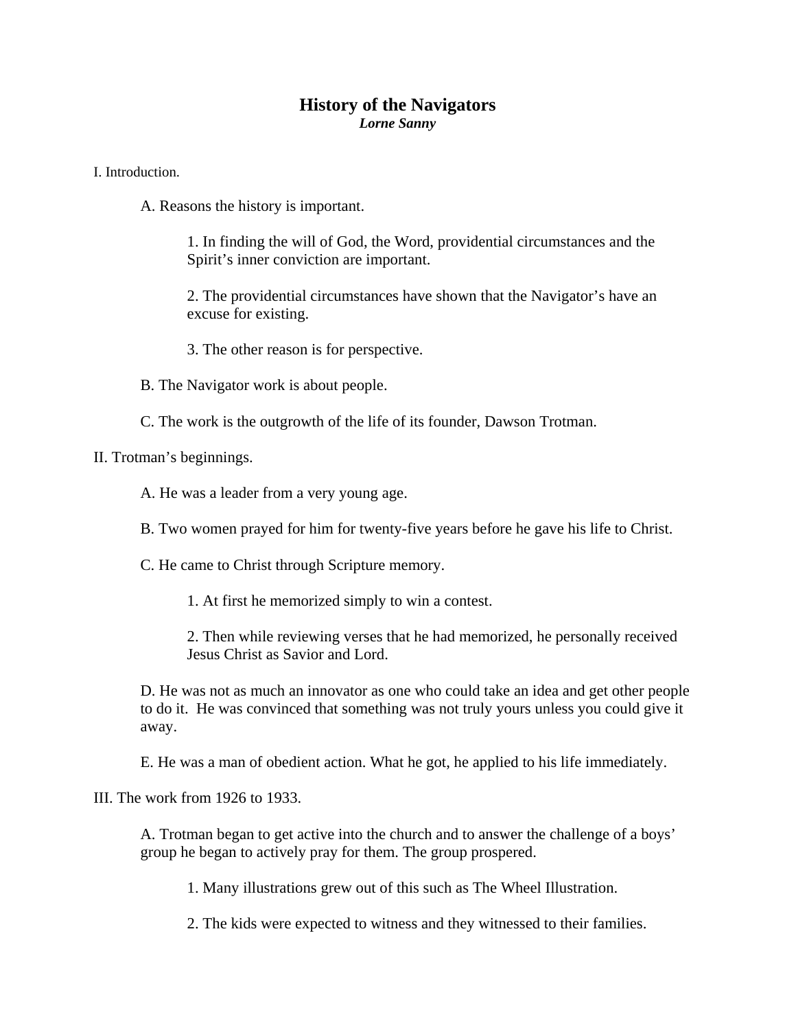# History of the Navigators

***Lorne Sanny***

I. Introduction.

A. Reasons the history is important.

1. In finding the will of God, the Word, providential circumstances and the Spirit's inner conviction are important.

2. The providential circumstances have shown that the Navigator's have an excuse for existing.

3. The other reason is for perspective.

B. The Navigator work is about people.

C. The work is the outgrowth of the life of its founder, Dawson Trotman.

II. Trotman's beginnings.

A. He was a leader from a very young age.

B. Two women prayed for him for twenty-five years before he gave his life to Christ.

C. He came to Christ through Scripture memory.

1. At first he memorized simply to win a contest.

2. Then while reviewing verses that he had memorized, he personally received Jesus Christ as Savior and Lord.

D. He was not as much an innovator as one who could take an idea and get other people to do it. He was convinced that something was not truly yours unless you could give it away.

E. He was a man of obedient action. What he got, he applied to his life immediately.

III. The work from 1926 to 1933.

A. Trotman began to get active into the church and to answer the challenge of a boys' group he began to actively pray for them. The group prospered.

1. Many illustrations grew out of this such as The Wheel Illustration.

2. The kids were expected to witness and they witnessed to their families.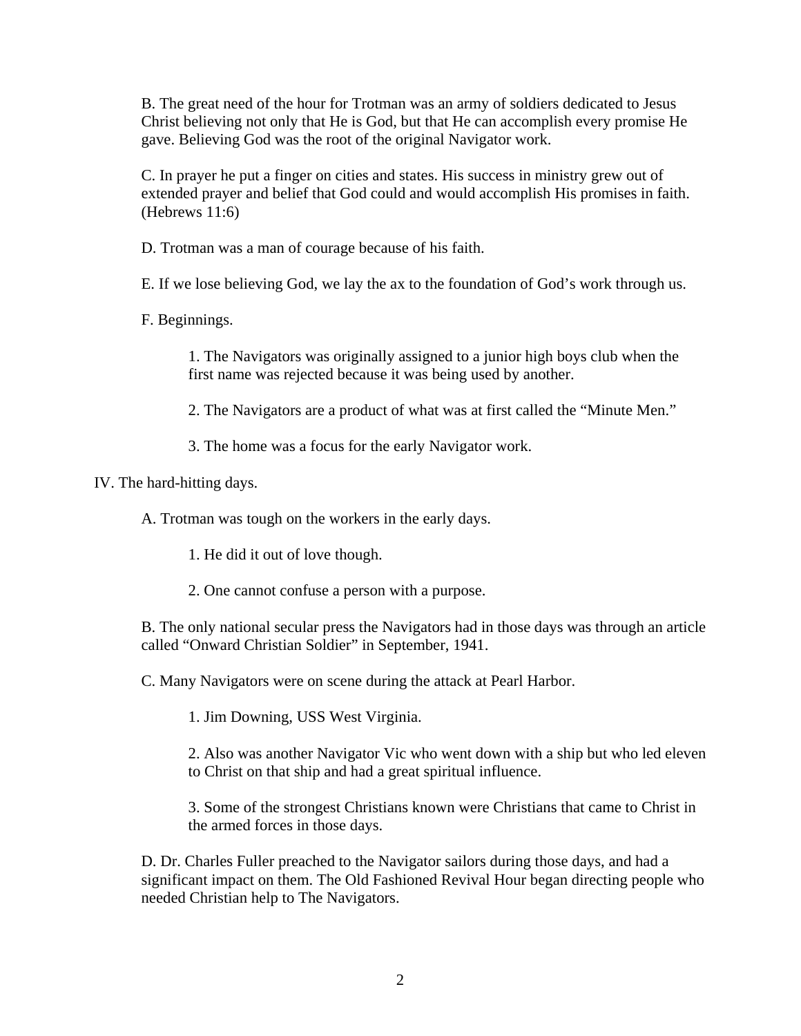B. The great need of the hour for Trotman was an army of soldiers dedicated to Jesus Christ believing not only that He is God, but that He can accomplish every promise He gave. Believing God was the root of the original Navigator work.

C. In prayer he put a finger on cities and states. His success in ministry grew out of extended prayer and belief that God could and would accomplish His promises in faith. (Hebrews 11:6)

D. Trotman was a man of courage because of his faith.

E. If we lose believing God, we lay the ax to the foundation of God's work through us.

F. Beginnings.

1. The Navigators was originally assigned to a junior high boys club when the first name was rejected because it was being used by another.

2. The Navigators are a product of what was at first called the "Minute Men."

3. The home was a focus for the early Navigator work.

IV. The hard-hitting days.

A. Trotman was tough on the workers in the early days.

1. He did it out of love though.

2. One cannot confuse a person with a purpose.

B. The only national secular press the Navigators had in those days was through an article called "Onward Christian Soldier" in September, 1941.

C. Many Navigators were on scene during the attack at Pearl Harbor.

1. Jim Downing, USS West Virginia.

2. Also was another Navigator Vic who went down with a ship but who led eleven to Christ on that ship and had a great spiritual influence.

3. Some of the strongest Christians known were Christians that came to Christ in the armed forces in those days.

D. Dr. Charles Fuller preached to the Navigator sailors during those days, and had a significant impact on them. The Old Fashioned Revival Hour began directing people who needed Christian help to The Navigators.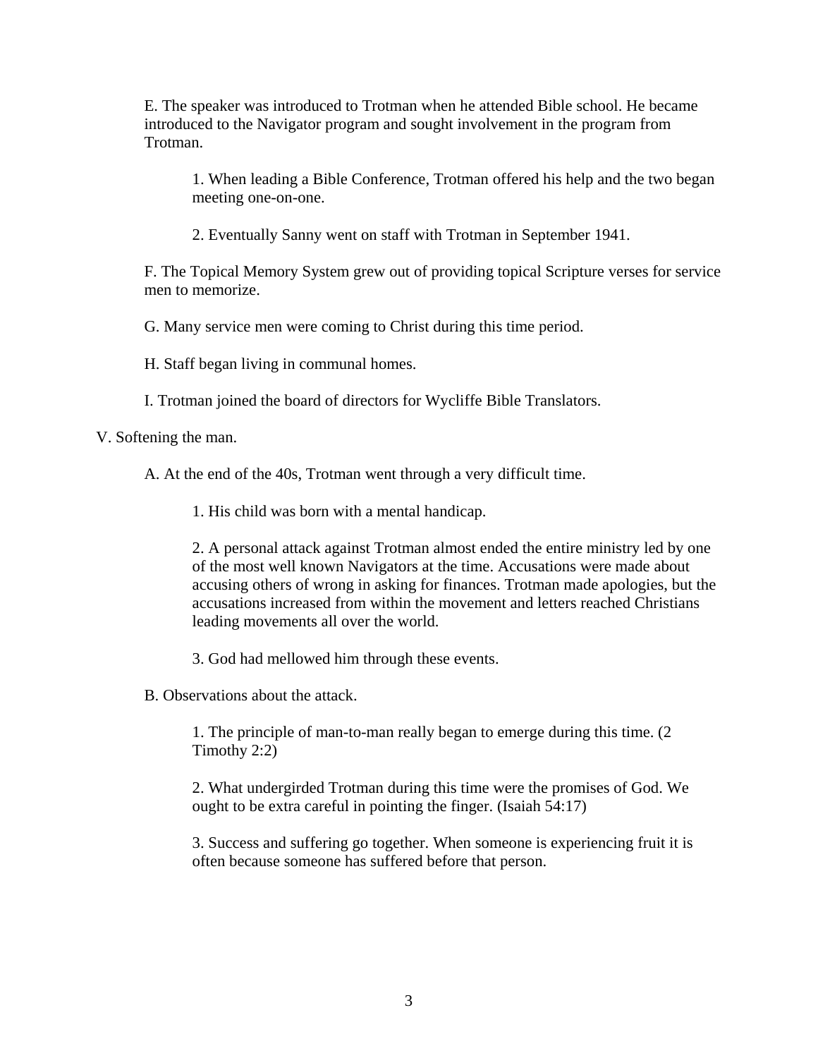E. The speaker was introduced to Trotman when he attended Bible school. He became introduced to the Navigator program and sought involvement in the program from Trotman.

1. When leading a Bible Conference, Trotman offered his help and the two began meeting one-on-one.

2. Eventually Sanny went on staff with Trotman in September 1941.

F. The Topical Memory System grew out of providing topical Scripture verses for service men to memorize.

G. Many service men were coming to Christ during this time period.

H. Staff began living in communal homes.

I. Trotman joined the board of directors for Wycliffe Bible Translators.

V. Softening the man.

A. At the end of the 40s, Trotman went through a very difficult time.

1. His child was born with a mental handicap.

2. A personal attack against Trotman almost ended the entire ministry led by one of the most well known Navigators at the time. Accusations were made about accusing others of wrong in asking for finances. Trotman made apologies, but the accusations increased from within the movement and letters reached Christians leading movements all over the world.

3. God had mellowed him through these events.

B. Observations about the attack.

1. The principle of man-to-man really began to emerge during this time. (2 Timothy 2:2)

2. What undergirded Trotman during this time were the promises of God. We ought to be extra careful in pointing the finger. (Isaiah 54:17)

3. Success and suffering go together. When someone is experiencing fruit it is often because someone has suffered before that person.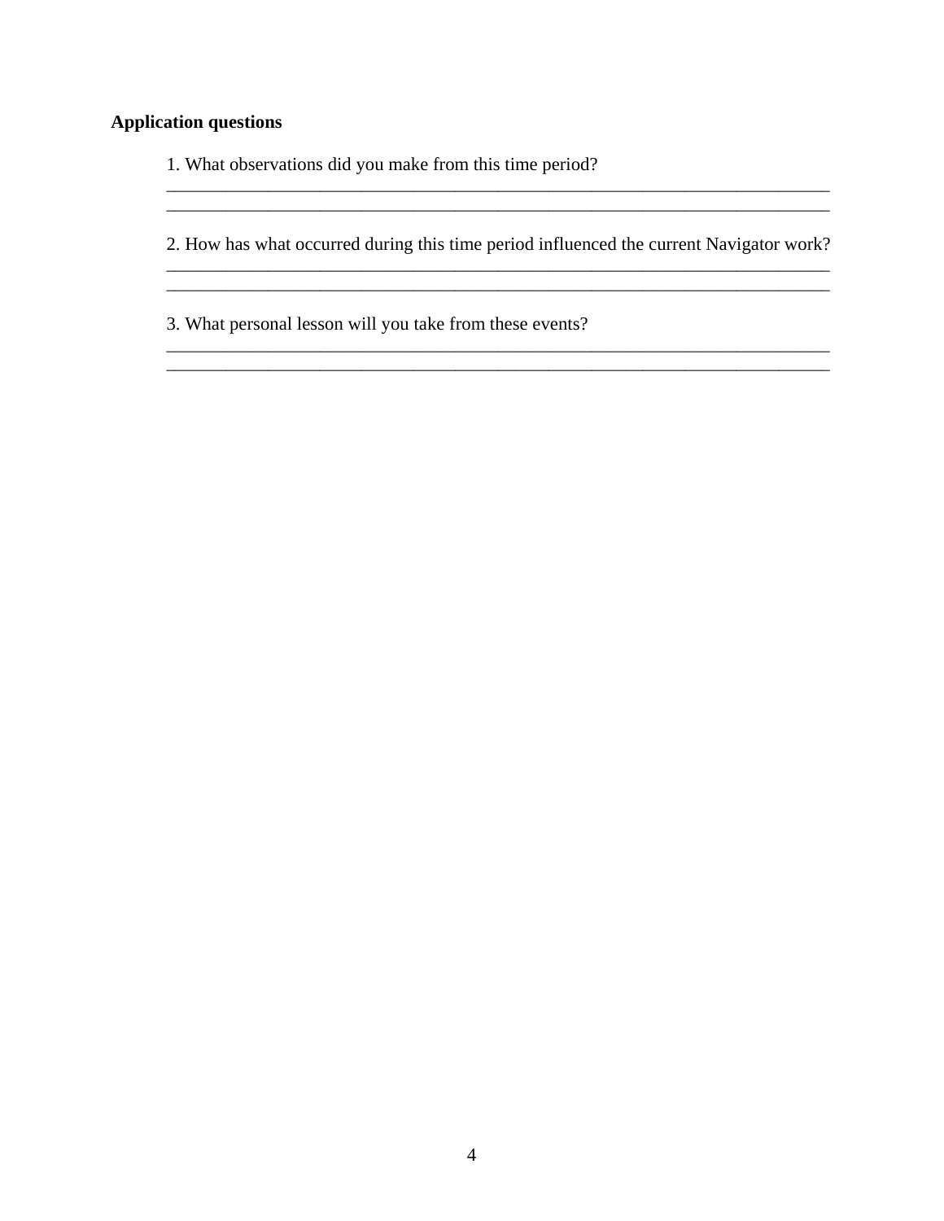**Application questions**

1. What observations did you make from this time period?

_____________________________________________________________________________
_____________________________________________________________________________

2. How has what occurred during this time period influenced the current Navigator work?

_____________________________________________________________________________
_____________________________________________________________________________

3. What personal lesson will you take from these events?

_____________________________________________________________________________
_____________________________________________________________________________